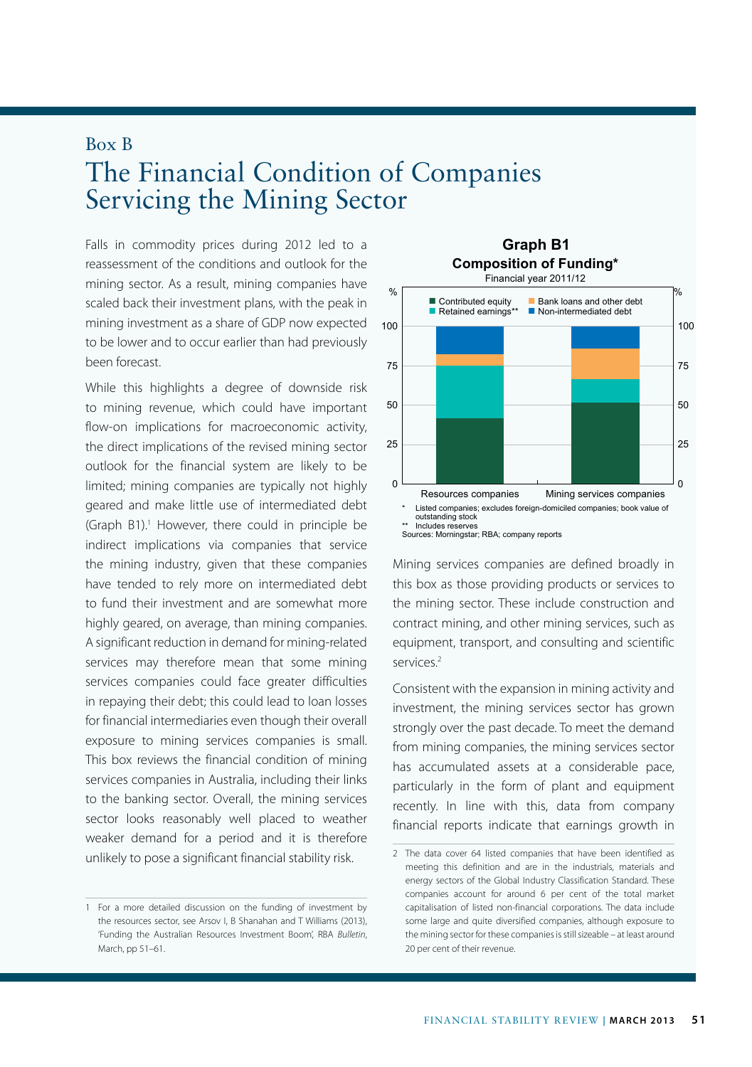# Box B

# The Financial Condition of Companies Servicing the Mining Sector

Falls in commodity prices during 2012 led to a reassessment of the conditions and outlook for the mining sector. As a result, mining companies have scaled back their investment plans, with the peak in mining investment as a share of GDP now expected to be lower and to occur earlier than had previously been forecast.

While this highlights a degree of downside risk to mining revenue, which could have important flow-on implications for macroeconomic activity, the direct implications of the revised mining sector outlook for the financial system are likely to be limited; mining companies are typically not highly geared and make little use of intermediated debt (Graph B1).[1] However, there could in principle be indirect implications via companies that service the mining industry, given that these companies have tended to rely more on intermediated debt to fund their investment and are somewhat more highly geared, on average, than mining companies. A significant reduction in demand for mining-related services may therefore mean that some mining services companies could face greater difficulties in repaying their debt; this could lead to loan losses for financial intermediaries even though their overall exposure to mining services companies is small. This box reviews the financial condition of mining services companies in Australia, including their links to the banking sector. Overall, the mining services sector looks reasonably well placed to weather weaker demand for a period and it is therefore unlikely to pose a significant financial stability risk.

**Graph B1**
**Composition of Funding***
Financial year 2011/12

| % | Resources companies | Mining services companies |
|---|---|---|
| Contributed equity | ~42 | ~52 |
| Retained earnings** | ~33 | ~15 |
| Bank loans and other debt | ~7 | ~19 |
| Non-intermediated debt | ~18 | ~14 |

\* Listed companies; excludes foreign-domiciled companies; book value of outstanding stock
\*\* Includes reserves
Sources: Morningstar; RBA; company reports

Mining services companies are defined broadly in this box as those providing products or services to the mining sector. These include construction and contract mining, and other mining services, such as equipment, transport, and consulting and scientific services.[2]

Consistent with the expansion in mining activity and investment, the mining services sector has grown strongly over the past decade. To meet the demand from mining companies, the mining services sector has accumulated assets at a considerable pace, particularly in the form of plant and equipment recently. In line with this, data from company financial reports indicate that earnings growth in

---

1 For a more detailed discussion on the funding of investment by the resources sector, see Arsov I, B Shanahan and T Williams (2013), 'Funding the Australian Resources Investment Boom', RBA *Bulletin*, March, pp 51–61.

2 The data cover 64 listed companies that have been identified as meeting this definition and are in the industrials, materials and energy sectors of the Global Industry Classification Standard. These companies account for around 6 per cent of the total market capitalisation of listed non-financial corporations. The data include some large and quite diversified companies, although exposure to the mining sector for these companies is still sizeable – at least around 20 per cent of their revenue.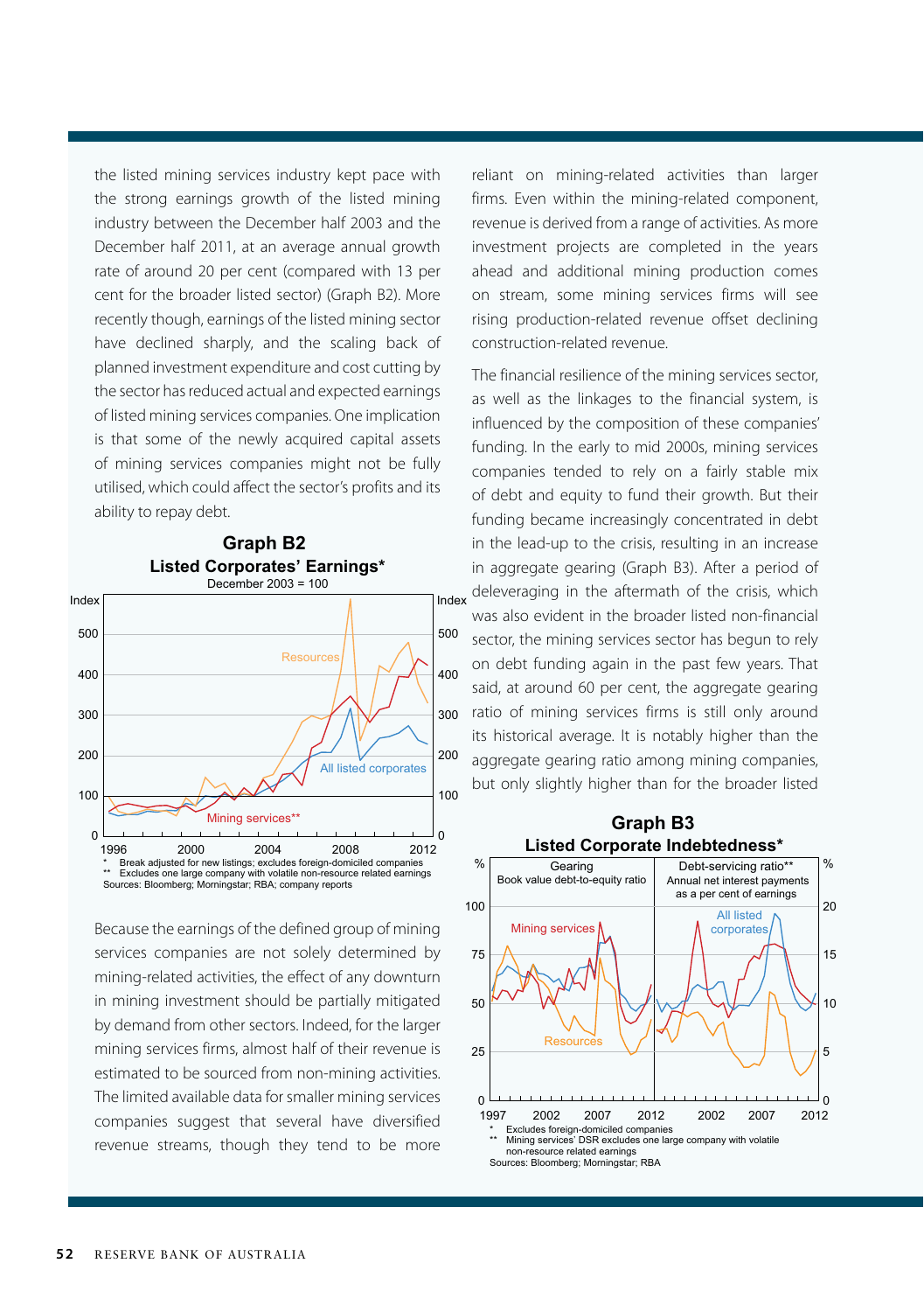the listed mining services industry kept pace with the strong earnings growth of the listed mining industry between the December half 2003 and the December half 2011, at an average annual growth rate of around 20 per cent (compared with 13 per cent for the broader listed sector) (Graph B2). More recently though, earnings of the listed mining sector have declined sharply, and the scaling back of planned investment expenditure and cost cutting by the sector has reduced actual and expected earnings of listed mining services companies. One implication is that some of the newly acquired capital assets of mining services companies might not be fully utilised, which could affect the sector's profits and its ability to repay debt.

**Graph B2**
**Listed Corporates' Earnings***
December 2003 = 100

\* Break adjusted for new listings; excludes foreign-domiciled companies
\*\* Excludes one large company with volatile non-resource related earnings
Sources: Bloomberg; Morningstar; RBA; company reports

Because the earnings of the defined group of mining services companies are not solely determined by mining-related activities, the effect of any downturn in mining investment should be partially mitigated by demand from other sectors. Indeed, for the larger mining services firms, almost half of their revenue is estimated to be sourced from non-mining activities. The limited available data for smaller mining services companies suggest that several have diversified revenue streams, though they tend to be more reliant on mining-related activities than larger firms. Even within the mining-related component, revenue is derived from a range of activities. As more investment projects are completed in the years ahead and additional mining production comes on stream, some mining services firms will see rising production-related revenue offset declining construction-related revenue.

The financial resilience of the mining services sector, as well as the linkages to the financial system, is influenced by the composition of these companies' funding. In the early to mid 2000s, mining services companies tended to rely on a fairly stable mix of debt and equity to fund their growth. But their funding became increasingly concentrated in debt in the lead-up to the crisis, resulting in an increase in aggregate gearing (Graph B3). After a period of deleveraging in the aftermath of the crisis, which was also evident in the broader listed non-financial sector, the mining services sector has begun to rely on debt funding again in the past few years. That said, at around 60 per cent, the aggregate gearing ratio of mining services firms is still only around its historical average. It is notably higher than the aggregate gearing ratio among mining companies, but only slightly higher than for the broader listed

**Graph B3**
**Listed Corporate Indebtedness***

\* Excludes foreign-domiciled companies
\*\* Mining services' DSR excludes one large company with volatile non-resource related earnings
Sources: Bloomberg; Morningstar; RBA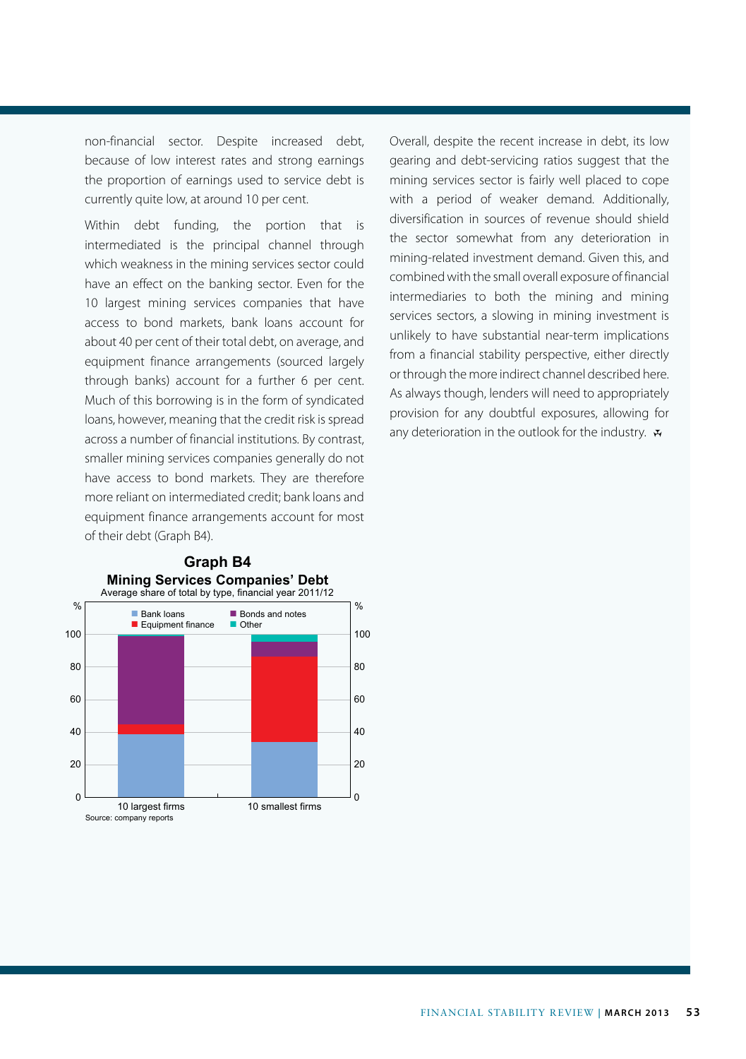non-financial sector. Despite increased debt, because of low interest rates and strong earnings the proportion of earnings used to service debt is currently quite low, at around 10 per cent.

Within debt funding, the portion that is intermediated is the principal channel through which weakness in the mining services sector could have an effect on the banking sector. Even for the 10 largest mining services companies that have access to bond markets, bank loans account for about 40 per cent of their total debt, on average, and equipment finance arrangements (sourced largely through banks) account for a further 6 per cent. Much of this borrowing is in the form of syndicated loans, however, meaning that the credit risk is spread across a number of financial institutions. By contrast, smaller mining services companies generally do not have access to bond markets. They are therefore more reliant on intermediated credit; bank loans and equipment finance arrangements account for most of their debt (Graph B4).

**Graph B4**
**Mining Services Companies' Debt**
Average share of total by type, financial year 2011/12

%
100
80
60
40
20
0

Bank loans
Equipment finance
Bonds and notes
Other

10 largest firms
10 smallest firms

Source: company reports

Overall, despite the recent increase in debt, its low gearing and debt-servicing ratios suggest that the mining services sector is fairly well placed to cope with a period of weaker demand. Additionally, diversification in sources of revenue should shield the sector somewhat from any deterioration in mining-related investment demand. Given this, and combined with the small overall exposure of financial intermediaries to both the mining and mining services sectors, a slowing in mining investment is unlikely to have substantial near-term implications from a financial stability perspective, either directly or through the more indirect channel described here. As always though, lenders will need to appropriately provision for any doubtful exposures, allowing for any deterioration in the outlook for the industry.